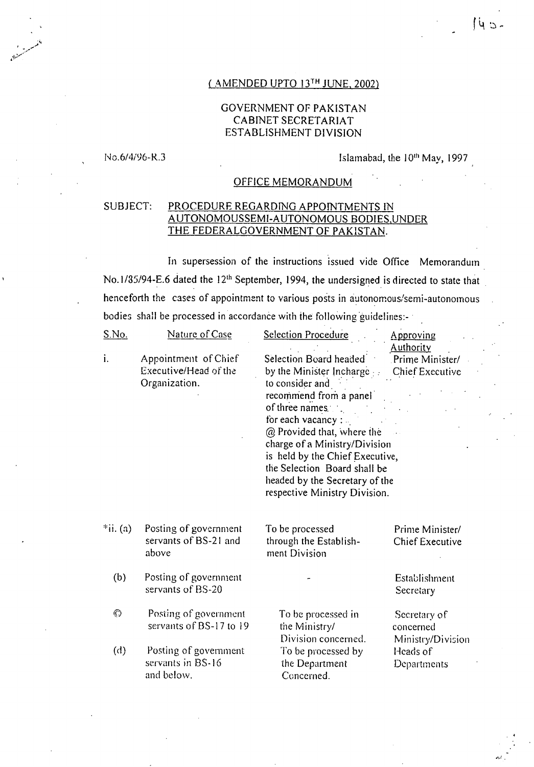(AMENDED UPTO 13TH JUNE, 2002)

GOVERNMENT OF PAKISTAN
CABINET SECRETARIAT
ESTABLISHMENT DIVISION

No.6/4/96-R.3

Islamabad, the 10th May, 1997

OFFICE MEMORANDUM

SUBJECT: PROCEDURE REGARDING APPOINTMENTS IN AUTONOMOUSSEMI-AUTONOMOUS BODIES,UNDER THE FEDERALGOVERNMENT OF PAKISTAN.

In supersession of the instructions issued vide Office Memorandum No.1/35/94-E.6 dated the 12th September, 1994, the undersigned is directed to state that henceforth the cases of appointment to various posts in autonomous/semi-autonomous bodies shall be processed in accordance with the following guidelines:-

| S.No. | Nature of Case | Selection Procedure | Approving Authority |
|---|---|---|---|
| i. | Appointment of Chief Executive/Head of the Organization. | Selection Board headed by the Minister Incharge to consider and recommend from a panel of three names for each vacancy : @ Provided that, where the charge of a Ministry/Division is held by the Chief Executive, the Selection Board shall be headed by the Secretary of the respective Ministry Division. | Prime Minister/ Chief Executive |
| *ii. (a) | Posting of government servants of BS-21 and above | To be processed through the Establishment Division | Prime Minister/ Chief Executive |
| (b) | Posting of government servants of BS-20 | - | Establishment Secretary |
| © | Posting of government servants of BS-17 to 19 | To be processed in the Ministry/ Division concerned. | Secretary of concerned Ministry/Division |
| (d) | Posting of government servants in BS-16 and below. | To be processed by the Department Concerned. | Heads of Departments |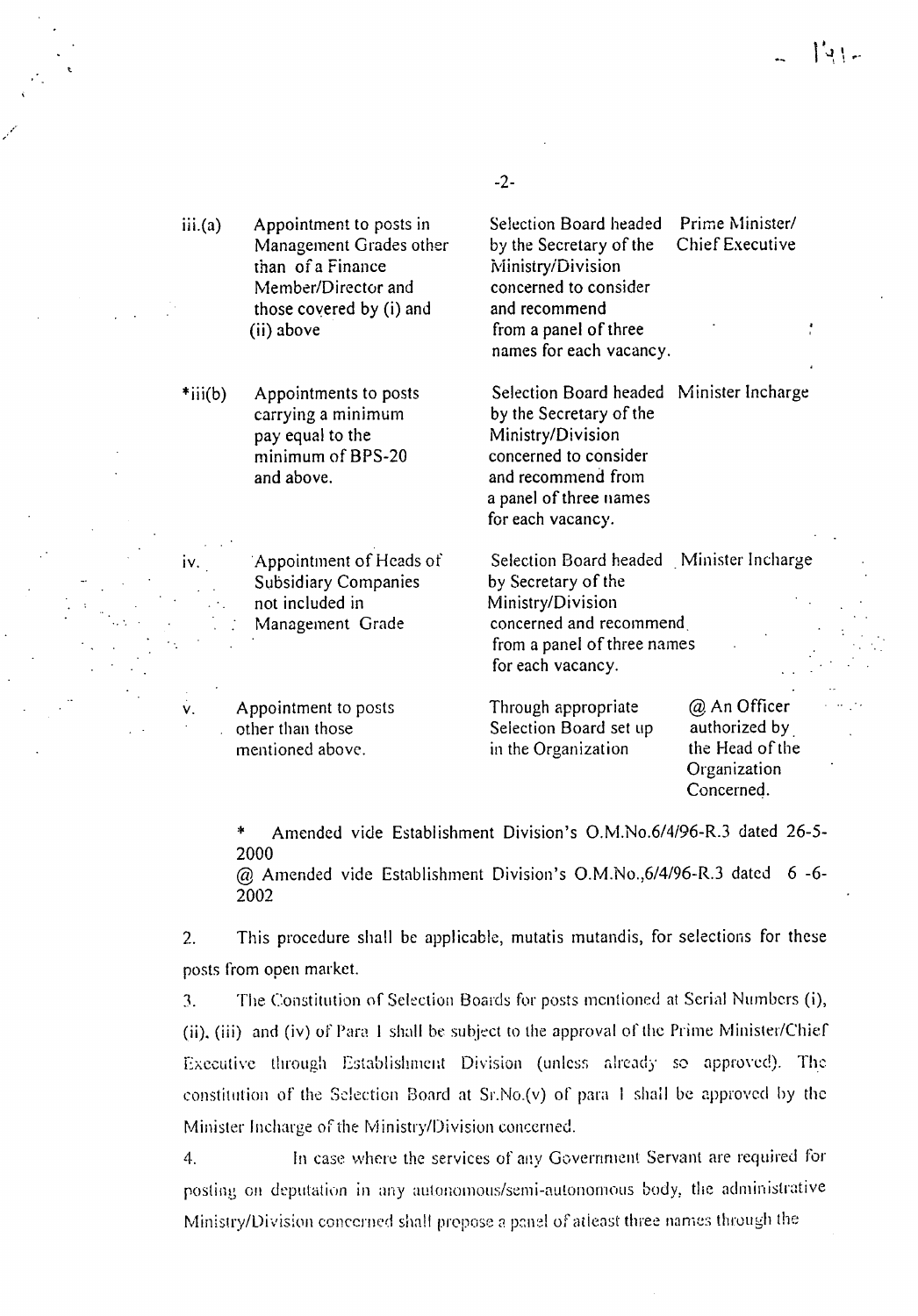| | | | |
|---|---|---|---|
| iii.(a) | Appointment to posts in Management Grades other than of a Finance Member/Director and those covered by (i) and (ii) above | Selection Board headed by the Secretary of the Ministry/Division concerned to consider and recommend from a panel of three names for each vacancy. | Prime Minister/ Chief Executive |
| *iii(b) | Appointments to posts carrying a minimum pay equal to the minimum of BPS-20 and above. | Selection Board headed by the Secretary of the Ministry/Division concerned to consider and recommend from a panel of three names for each vacancy. | Minister Incharge |
| iv. | Appointment of Heads of Subsidiary Companies not included in Management Grade | Selection Board headed by Secretary of the Ministry/Division concerned and recommend from a panel of three names for each vacancy. | Minister Incharge |
| v. | Appointment to posts other than those mentioned above. | Through appropriate Selection Board set up in the Organization | @ An Officer authorized by the Head of the Organization Concerned. |

\* Amended vide Establishment Division's O.M.No.6/4/96-R.3 dated 26-5-2000

@ Amended vide Establishment Division's O.M.No.,6/4/96-R.3 dated 6 -6-2002

2. This procedure shall be applicable, mutatis mutandis, for selections for these posts from open market.

3. The Constitution of Selection Boards for posts mentioned at Serial Numbers (i), (ii), (iii) and (iv) of Para 1 shall be subject to the approval of the Prime Minister/Chief Executive through Establishment Division (unless already so approved). The constitution of the Selection Board at Sr.No.(v) of para 1 shall be approved by the Minister Incharge of the Ministry/Division concerned.

4. In case where the services of any Government Servant are required for posting on deputation in any autonomous/semi-autonomous body, the administrative Ministry/Division concerned shall propose a panel of atleast three names through the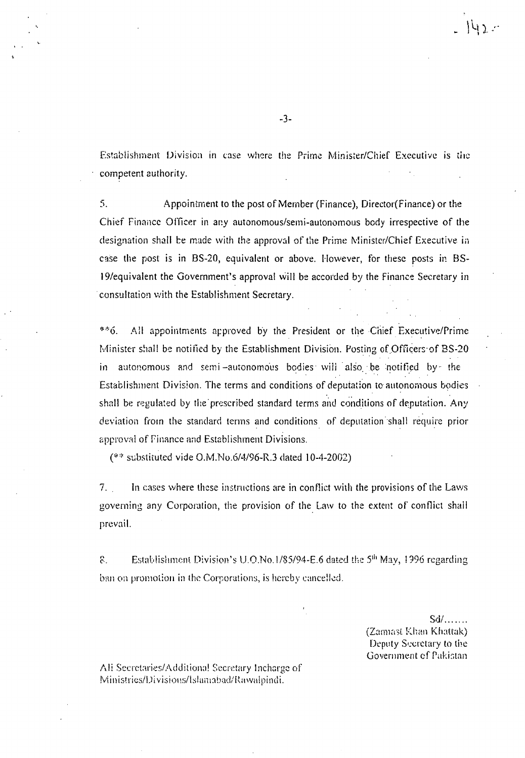Establishment Division in case where the Prime Minister/Chief Executive is the competent authority.

5. Appointment to the post of Member (Finance), Director(Finance) or the Chief Finance Officer in any autonomous/semi-autonomous body irrespective of the designation shall be made with the approval of the Prime Minister/Chief Executive in case the post is in BS-20, equivalent or above. However, for these posts in BS-19/equivalent the Government's approval will be accorded by the Finance Secretary in consultation with the Establishment Secretary.

**6. All appointments approved by the President or the Chief Executive/Prime Minister shall be notified by the Establishment Division. Posting of Officers of BS-20 in autonomous and semi-autonomous bodies will also be notified by the Establishment Division. The terms and conditions of deputation to autonomous bodies shall be regulated by the prescribed standard terms and conditions of deputation. Any deviation from the standard terms and conditions of deputation shall require prior approval of Finance and Establishment Divisions.

(** substituted vide O.M.No.6/4/96-R.3 dated 10-4-2002)

7. In cases where these instructions are in conflict with the provisions of the Laws governing any Corporation, the provision of the Law to the extent of conflict shall prevail.

8. Establishment Division's U.O.No.1/85/94-E.6 dated the 5th May, 1996 regarding ban on promotion in the Corporations, is hereby cancelled.

Sd/.......
(Zamast Khan Khattak)
Deputy Secretary to the
Government of Pakistan

All Secretaries/Additional Secretary Incharge of Ministries/Divisions/Islamabad/Rawalpindi.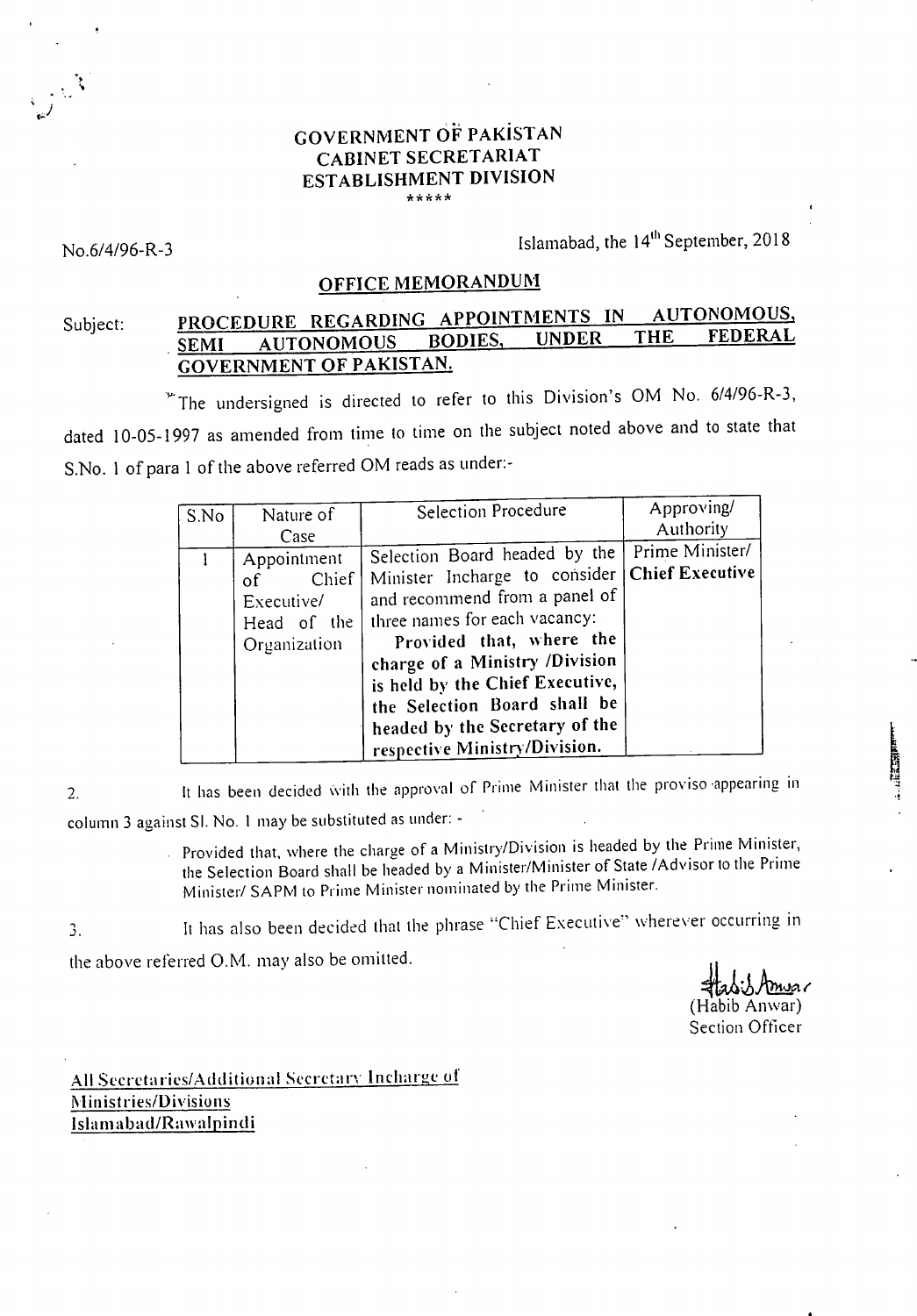**GOVERNMENT OF PAKISTAN**
**CABINET SECRETARIAT**
**ESTABLISHMENT DIVISION**
\*\*\*\*\*

No.6/4/96-R-3

Islamabad, the 14th September, 2018

## OFFICE MEMORANDUM

Subject: **PROCEDURE REGARDING APPOINTMENTS IN AUTONOMOUS, SEMI AUTONOMOUS BODIES, UNDER THE FEDERAL GOVERNMENT OF PAKISTAN.**

The undersigned is directed to refer to this Division's OM No. 6/4/96-R-3, dated 10-05-1997 as amended from time to time on the subject noted above and to state that S.No. 1 of para 1 of the above referred OM reads as under:-

| S.No | Nature of Case | Selection Procedure | Approving/ Authority |
|---|---|---|---|
| 1 | Appointment of Chief Executive/ Head of the Organization | Selection Board headed by the Minister Incharge to consider and recommend from a panel of three names for each vacancy: **Provided that, where the charge of a Ministry /Division is held by the Chief Executive, the Selection Board shall be headed by the Secretary of the respective Ministry/Division.** | Prime Minister/ **Chief Executive** |

2. It has been decided with the approval of Prime Minister that the proviso appearing in column 3 against Sl. No. 1 may be substituted as under: -

> Provided that, where the charge of a Ministry/Division is headed by the Prime Minister, the Selection Board shall be headed by a Minister/Minister of State /Advisor to the Prime Minister/ SAPM to Prime Minister nominated by the Prime Minister.

3. It has also been decided that the phrase "Chief Executive" wherever occurring in the above referred O.M. may also be omitted.

(Habib Anwar)
Section Officer

All Secretaries/Additional Secretary Incharge of
Ministries/Divisions
Islamabad/Rawalpindi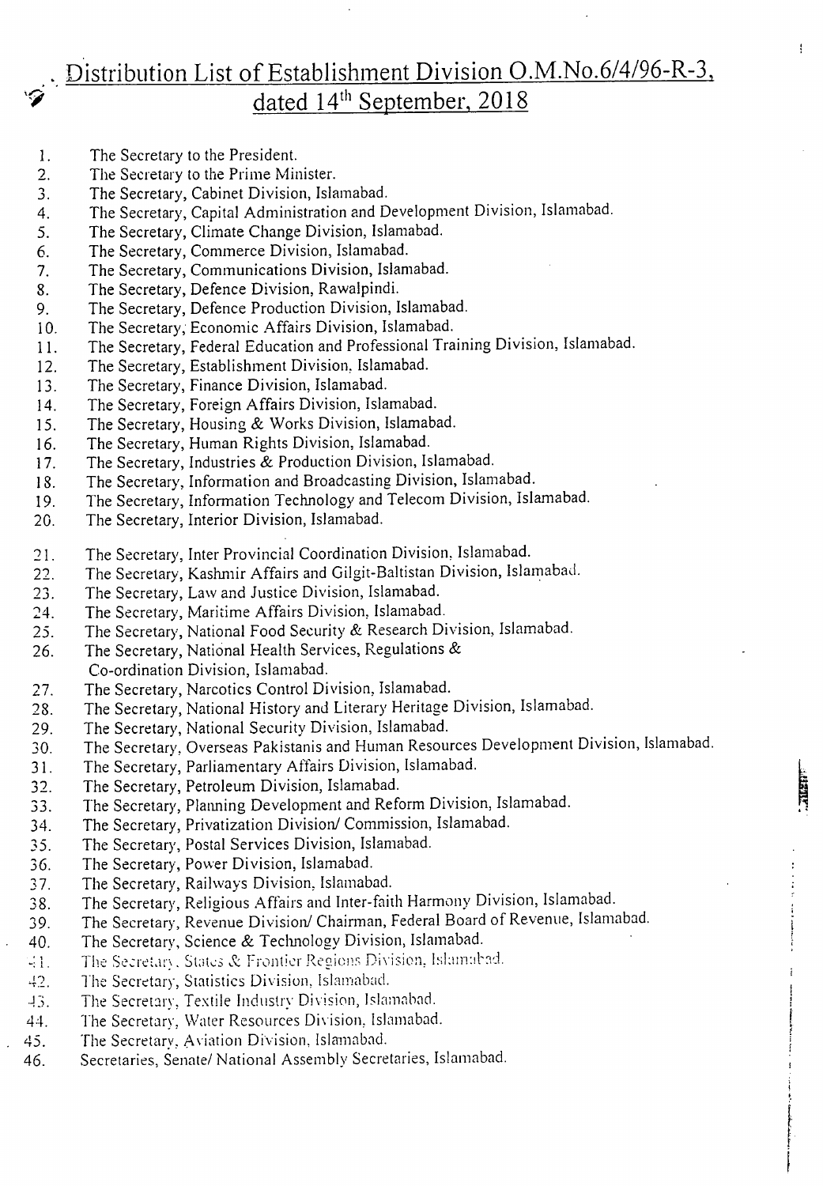# Distribution List of Establishment Division O.M.No.6/4/96-R-3, dated 14th September, 2018

1. The Secretary to the President.
2. The Secretary to the Prime Minister.
3. The Secretary, Cabinet Division, Islamabad.
4. The Secretary, Capital Administration and Development Division, Islamabad.
5. The Secretary, Climate Change Division, Islamabad.
6. The Secretary, Commerce Division, Islamabad.
7. The Secretary, Communications Division, Islamabad.
8. The Secretary, Defence Division, Rawalpindi.
9. The Secretary, Defence Production Division, Islamabad.
10. The Secretary, Economic Affairs Division, Islamabad.
11. The Secretary, Federal Education and Professional Training Division, Islamabad.
12. The Secretary, Establishment Division, Islamabad.
13. The Secretary, Finance Division, Islamabad.
14. The Secretary, Foreign Affairs Division, Islamabad.
15. The Secretary, Housing & Works Division, Islamabad.
16. The Secretary, Human Rights Division, Islamabad.
17. The Secretary, Industries & Production Division, Islamabad.
18. The Secretary, Information and Broadcasting Division, Islamabad.
19. The Secretary, Information Technology and Telecom Division, Islamabad.
20. The Secretary, Interior Division, Islamabad.
21. The Secretary, Inter Provincial Coordination Division, Islamabad.
22. The Secretary, Kashmir Affairs and Gilgit-Baltistan Division, Islamabad.
23. The Secretary, Law and Justice Division, Islamabad.
24. The Secretary, Maritime Affairs Division, Islamabad.
25. The Secretary, National Food Security & Research Division, Islamabad.
26. The Secretary, National Health Services, Regulations & Co-ordination Division, Islamabad.
27. The Secretary, Narcotics Control Division, Islamabad.
28. The Secretary, National History and Literary Heritage Division, Islamabad.
29. The Secretary, National Security Division, Islamabad.
30. The Secretary, Overseas Pakistanis and Human Resources Development Division, Islamabad.
31. The Secretary, Parliamentary Affairs Division, Islamabad.
32. The Secretary, Petroleum Division, Islamabad.
33. The Secretary, Planning Development and Reform Division, Islamabad.
34. The Secretary, Privatization Division/ Commission, Islamabad.
35. The Secretary, Postal Services Division, Islamabad.
36. The Secretary, Power Division, Islamabad.
37. The Secretary, Railways Division, Islamabad.
38. The Secretary, Religious Affairs and Inter-faith Harmony Division, Islamabad.
39. The Secretary, Revenue Division/ Chairman, Federal Board of Revenue, Islamabad.
40. The Secretary, Science & Technology Division, Islamabad.
41. The Secretary, States & Frontier Regions Division, Islamabad.
42. The Secretary, Statistics Division, Islamabad.
43. The Secretary, Textile Industry Division, Islamabad.
44. The Secretary, Water Resources Division, Islamabad.
45. The Secretary, Aviation Division, Islamabad.
46. Secretaries, Senate/ National Assembly Secretaries, Islamabad.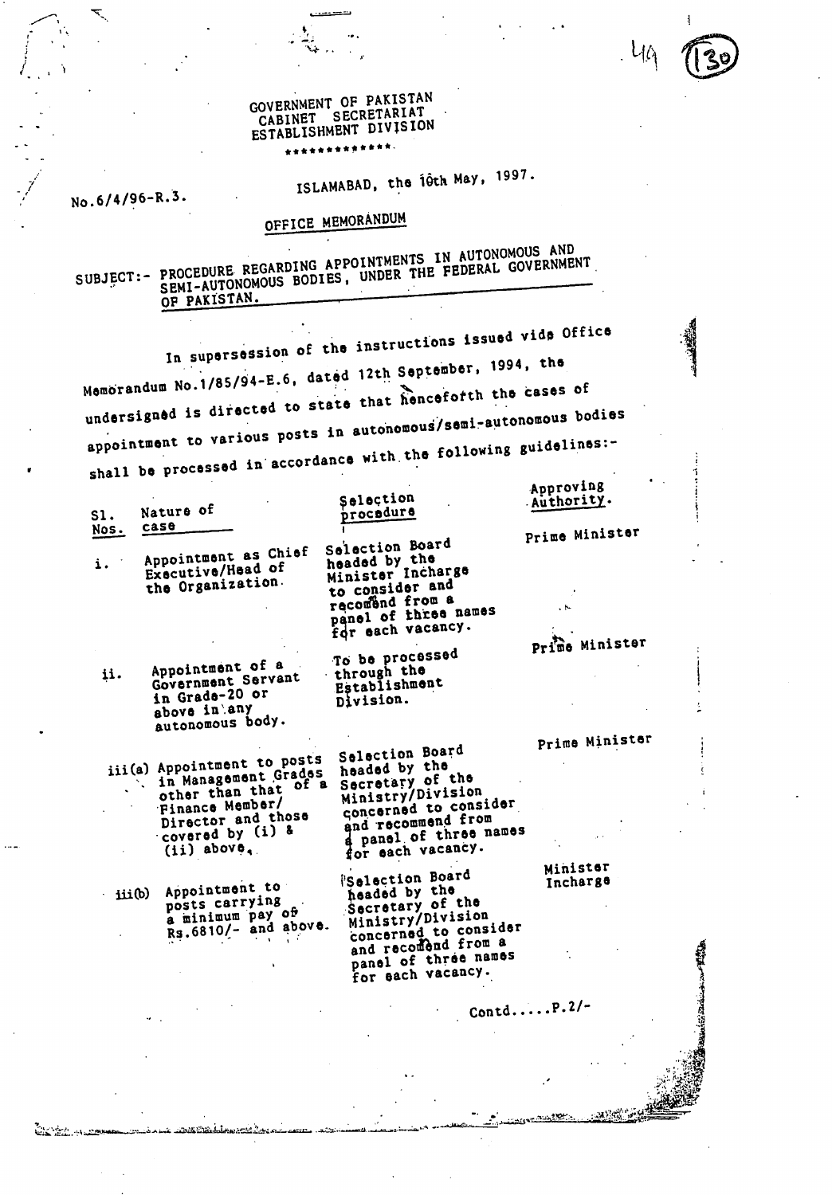GOVERNMENT OF PAKISTAN
CABINET SECRETARIAT
ESTABLISHMENT DIVISION

\*\*\*\*\*\*\*\*\*\*\*\*\*

No.6/4/96-R.3.

ISLAMABAD, the 10th May, 1997.

## OFFICE MEMORANDUM

SUBJECT:- PROCEDURE REGARDING APPOINTMENTS IN AUTONOMOUS AND SEMI-AUTONOMOUS BODIES, UNDER THE FEDERAL GOVERNMENT OF PAKISTAN.

In supersession of the instructions issued vide Office Memorandum No.1/85/94-E.6, dated 12th September, 1994, the undersigned is directed to state that henceforth the cases of appointment to various posts in autonomous/semi-autonomous bodies shall be processed in accordance with the following guidelines:-

| Sl. Nos. | Nature of case | Selection procedure | Approving Authority. |
|---|---|---|---|
| i. | Appointment as Chief Executive/Head of the Organization. | Selection Board headed by the Minister Incharge to consider and recomend from a panel of three names for each vacancy. | Prime Minister |
| ii. | Appointment of a Government Servant in Grade-20 or above in any autonomous body. | To be processed through the Establishment Division. | Prime Minister |
| iii(a) | Appointment to posts in Management Grades other than that of a Finance Member/ Director and those covered by (i) & (ii) above. | Selection Board headed by the Secretary of the Ministry/Division concerned to consider and recommend from a panel of three names for each vacancy. | Prime Minister |
| iii(b) | Appointment to posts carrying a minimum pay of Rs.6810/- and above. | Selection Board headed by the Secretary of the Ministry/Division concerned to consider and recomend from a panel of three names for each vacancy. | Minister Incharge |

Contd.....P.2/-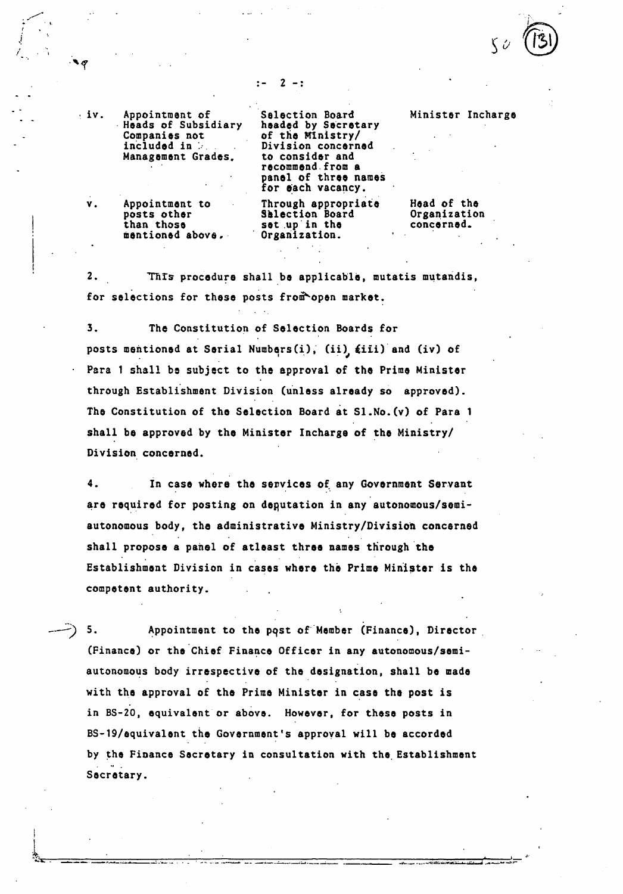| | | | |
|---|---|---|---|
| iv. | Appointment of Heads of Subsidiary Companies not included in Management Grades. | Selection Board headed by Secretary of the Ministry/ Division concerned to consider and recommend from a panel of three names for each vacancy. | Minister Incharge |
| v. | Appointment to posts other than those mentioned above. | Through appropriate Selection Board set up in the Organization. | Head of the Organization concerned. |

2. This procedure shall be applicable, mutatis mutandis, for selections for these posts from open market.

3. The Constitution of Selection Boards for posts mentioned at Serial Numbers(i), (ii), (iii) and (iv) of Para 1 shall be subject to the approval of the Prime Minister through Establishment Division (unless already so approved). The Constitution of the Selection Board at Sl.No.(v) of Para 1 shall be approved by the Minister Incharge of the Ministry/ Division concerned.

4. In case where the services of any Government Servant are required for posting on deputation in any autonomous/semi-autonomous body, the administrative Ministry/Division concerned shall propose a panel of atleast three names through the Establishment Division in cases where the Prime Minister is the competent authority.

5. Appointment to the post of Member (Finance), Director (Finance) or the Chief Finance Officer in any autonomous/semi-autonomous body irrespective of the designation, shall be made with the approval of the Prime Minister in case the post is in BS-20, equivalent or above. However, for these posts in BS-19/equivalent the Government's approval will be accorded by the Finance Secretary in consultation with the Establishment Secretary.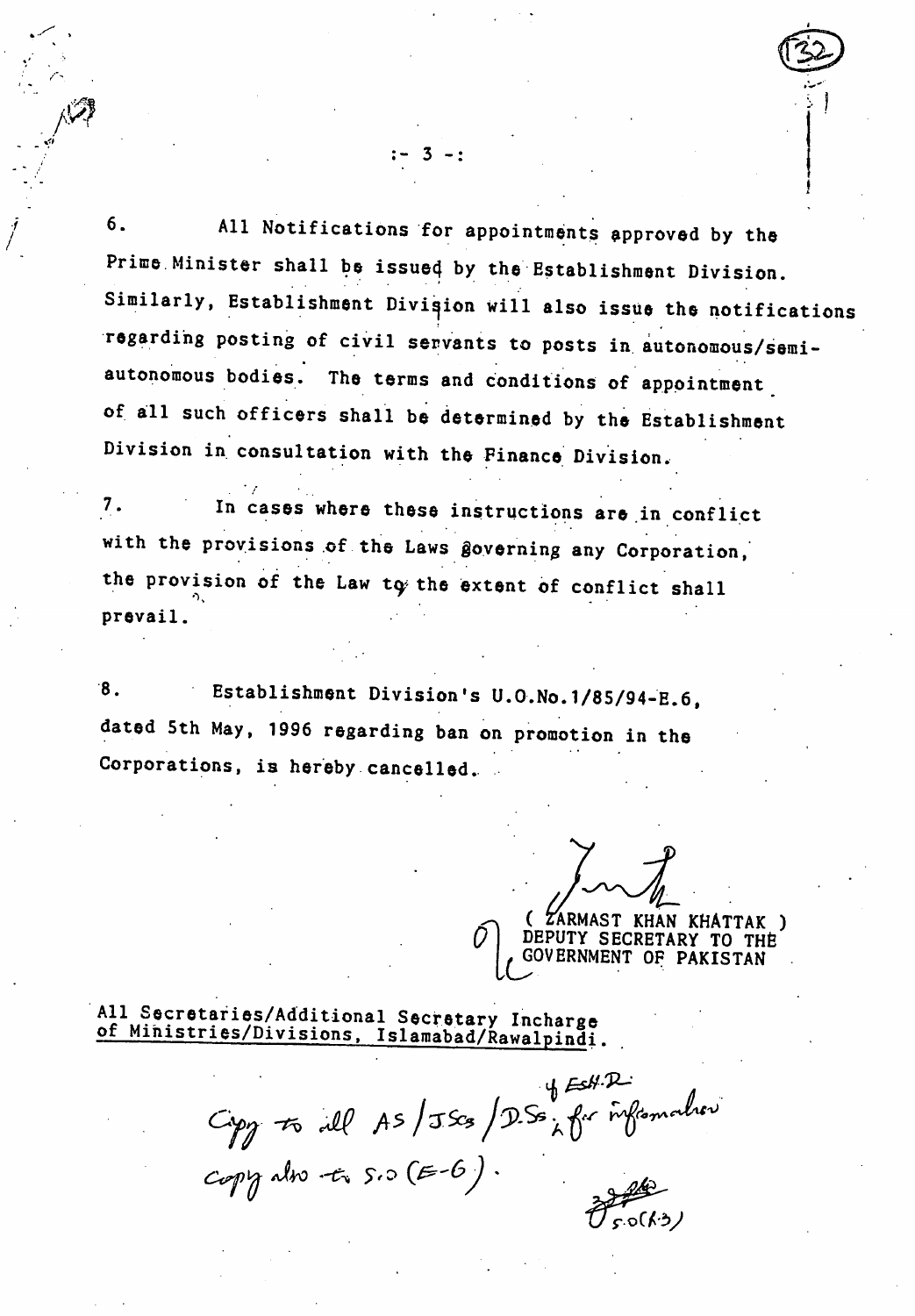6. All Notifications for appointments approved by the Prime Minister shall be issued by the Establishment Division. Similarly, Establishment Division will also issue the notifications regarding posting of civil servants to posts in autonomous/semi-autonomous bodies. The terms and conditions of appointment of all such officers shall be determined by the Establishment Division in consultation with the Finance Division.

7. In cases where these instructions are in conflict with the provisions of the Laws governing any Corporation, the provision of the Law to the extent of conflict shall prevail.

8. Establishment Division's U.O.No.1/85/94-E.6, dated 5th May, 1996 regarding ban on promotion in the Corporations, is hereby cancelled.

( ZARMAST KHAN KHATTAK )
DEPUTY SECRETARY TO THE
GOVERNMENT OF PAKISTAN

All Secretaries/Additional Secretary Incharge of Ministries/Divisions, Islamabad/Rawalpindi.

Copy to all AS/JSs/DSs of Estt.D. for information
copy also to S.O (E-6).

S.O(R-3)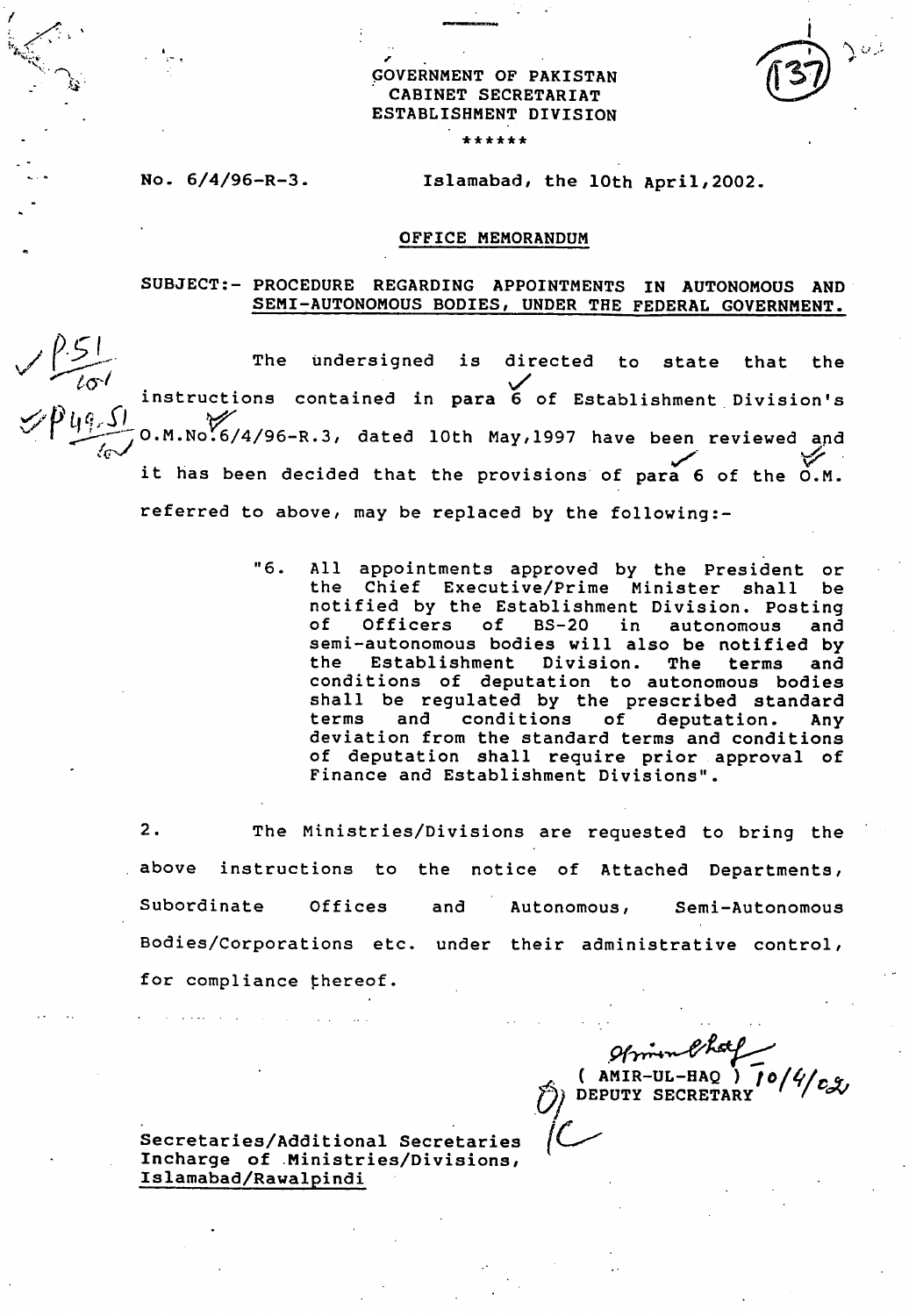GOVERNMENT OF PAKISTAN
CABINET SECRETARIAT
ESTABLISHMENT DIVISION

******

No. 6/4/96-R-3. Islamabad, the 10th April,2002.

## OFFICE MEMORANDUM

SUBJECT:- PROCEDURE REGARDING APPOINTMENTS IN AUTONOMOUS AND SEMI-AUTONOMOUS BODIES, UNDER THE FEDERAL GOVERNMENT.

The undersigned is directed to state that the instructions contained in para 6 of Establishment Division's O.M.No.6/4/96-R.3, dated 10th May,1997 have been reviewed and it has been decided that the provisions of para 6 of the O.M. referred to above, may be replaced by the following:-

> "6. All appointments approved by the President or the Chief Executive/Prime Minister shall be notified by the Establishment Division. Posting of Officers of BS-20 in autonomous and semi-autonomous bodies will also be notified by the Establishment Division. The terms and conditions of deputation to autonomous bodies shall be regulated by the prescribed standard terms and conditions of deputation. Any deviation from the standard terms and conditions of deputation shall require prior approval of Finance and Establishment Divisions".

2. The Ministries/Divisions are requested to bring the above instructions to the notice of Attached Departments, Subordinate Offices and Autonomous, Semi-Autonomous Bodies/Corporations etc. under their administrative control, for compliance thereof.

( AMIR-UL-HAQ ) 10/4/02
DEPUTY SECRETARY

Secretaries/Additional Secretaries
Incharge of Ministries/Divisions,
Islamabad/Rawalpindi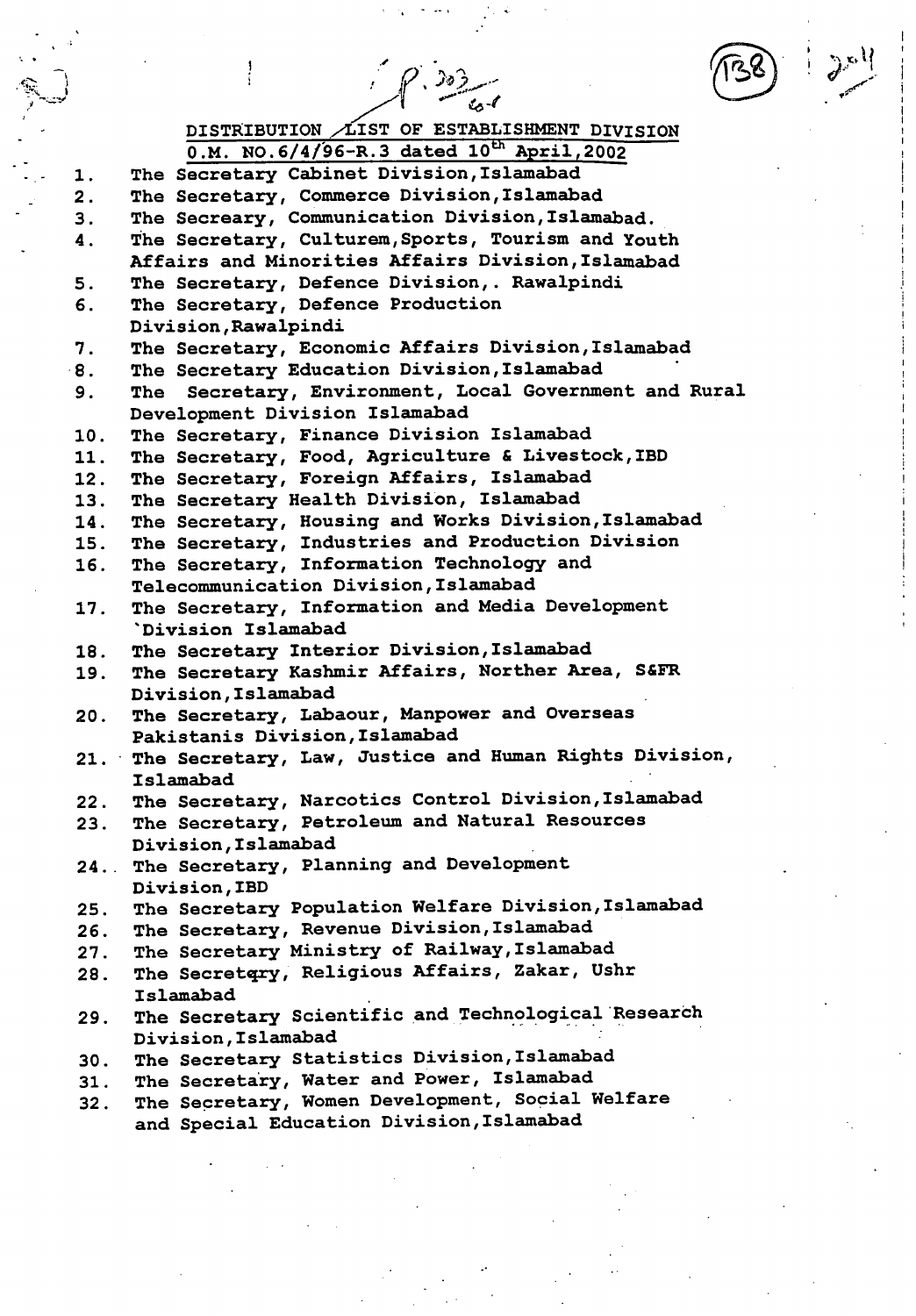**DISTRIBUTION LIST OF ESTABLISHMENT DIVISION**
**O.M. NO.6/4/96-R.3 dated 10th April,2002**

1. The Secretary Cabinet Division,Islamabad
2. The Secretary, Commerce Division,Islamabad
3. The Secreary, Communication Division,Islamabad.
4. The Secretary, Culturem,Sports, Tourism and Youth Affairs and Minorities Affairs Division,Islamabad
5. The Secretary, Defence Division,. Rawalpindi
6. The Secretary, Defence Production Division,Rawalpindi
7. The Secretary, Economic Affairs Division,Islamabad
8. The Secretary Education Division,Islamabad
9. The Secretary, Environment, Local Government and Rural Development Division Islamabad
10. The Secretary, Finance Division Islamabad
11. The Secretary, Food, Agriculture & Livestock,IBD
12. The Secretary, Foreign Affairs, Islamabad
13. The Secretary Health Division, Islamabad
14. The Secretary, Housing and Works Division,Islamabad
15. The Secretary, Industries and Production Division
16. The Secretary, Information Technology and Telecommunication Division,Islamabad
17. The Secretary, Information and Media Development Division Islamabad
18. The Secretary Interior Division,Islamabad
19. The Secretary Kashmir Affairs, Norther Area, S&FR Division,Islamabad
20. The Secretary, Labaour, Manpower and Overseas Pakistanis Division,Islamabad
21. The Secretary, Law, Justice and Human Rights Division, Islamabad
22. The Secretary, Narcotics Control Division,Islamabad
23. The Secretary, Petroleum and Natural Resources Division,Islamabad
24. The Secretary, Planning and Development Division,IBD
25. The Secretary Population Welfare Division,Islamabad
26. The Secretary, Revenue Division,Islamabad
27. The Secretary Ministry of Railway,Islamabad
28. The Secretqry, Religious Affairs, Zakar, Ushr Islamabad
29. The Secretary Scientific and Technological Research Division,Islamabad
30. The Secretary Statistics Division,Islamabad
31. The Secretary, Water and Power, Islamabad
32. The Secretary, Women Development, Social Welfare and Special Education Division,Islamabad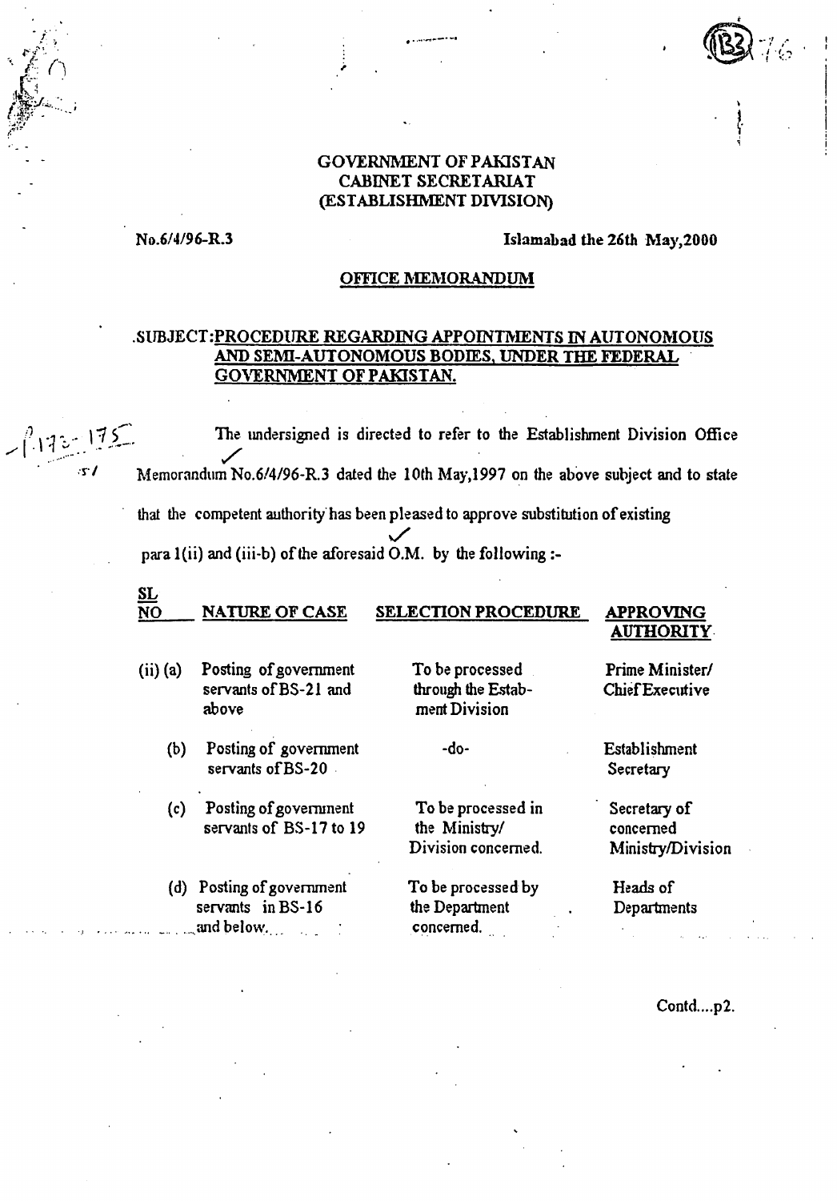**GOVERNMENT OF PAKISTAN**
**CABINET SECRETARIAT**
**(ESTABLISHMENT DIVISION)**

**No.6/4/96-R.3** **Islamabad the 26th May,2000**

**OFFICE MEMORANDUM**

**SUBJECT: PROCEDURE REGARDING APPOINTMENTS IN AUTONOMOUS AND SEMI-AUTONOMOUS BODIES, UNDER THE FEDERAL GOVERNMENT OF PAKISTAN.**

The undersigned is directed to refer to the Establishment Division Office Memorandum No.6/4/96-R.3 dated the 10th May,1997 on the above subject and to state that the competent authority has been pleased to approve substitution of existing para 1(ii) and (iii-b) of the aforesaid O.M. by the following :-

| SL NO | NATURE OF CASE | SELECTION PROCEDURE | APPROVING AUTHORITY |
|---|---|---|---|
| (ii) (a) | Posting of government servants of BS-21 and above | To be processed through the Establishment Division | Prime Minister/ Chief Executive |
| (b) | Posting of government servants of BS-20 | -do- | Establishment Secretary |
| (c) | Posting of government servants of BS-17 to 19 | To be processed in the Ministry/ Division concerned. | Secretary of concerned Ministry/Division |
| (d) | Posting of government servants in BS-16 and below. | To be processed by the Department concerned. | Heads of Departments |

Contd....p2.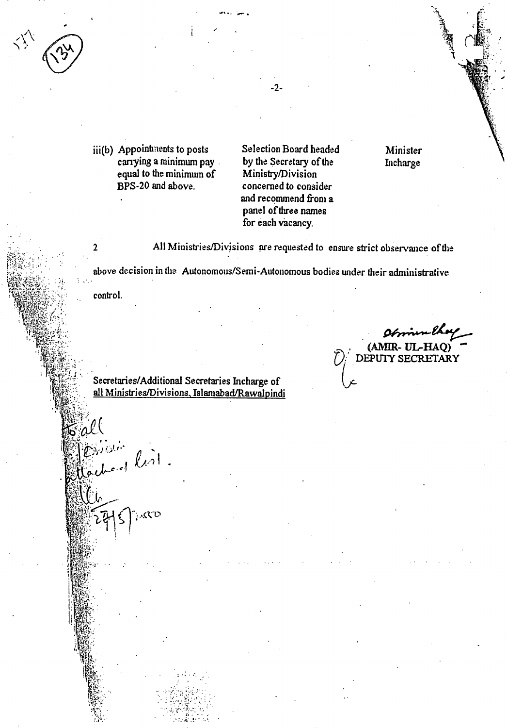| | | |
|---|---|---|
| iii(b) Appointments to posts carrying a minimum pay equal to the minimum of BPS-20 and above. | Selection Board headed by the Secretary of the Ministry/Division concerned to consider and recommend from a panel of three names for each vacancy. | Minister Incharge |

2 All Ministries/Divisions are requested to ensure strict observance of the above decision in the Autonomous/Semi-Autonomous bodies under their administrative control.

(AMIR- UL-HAQ)
DEPUTY SECRETARY

Secretaries/Additional Secretaries Incharge of
<u>all Ministries/Divisions, Islamabad/Rawalpindi</u>

To all Division attached list.

27/5/2000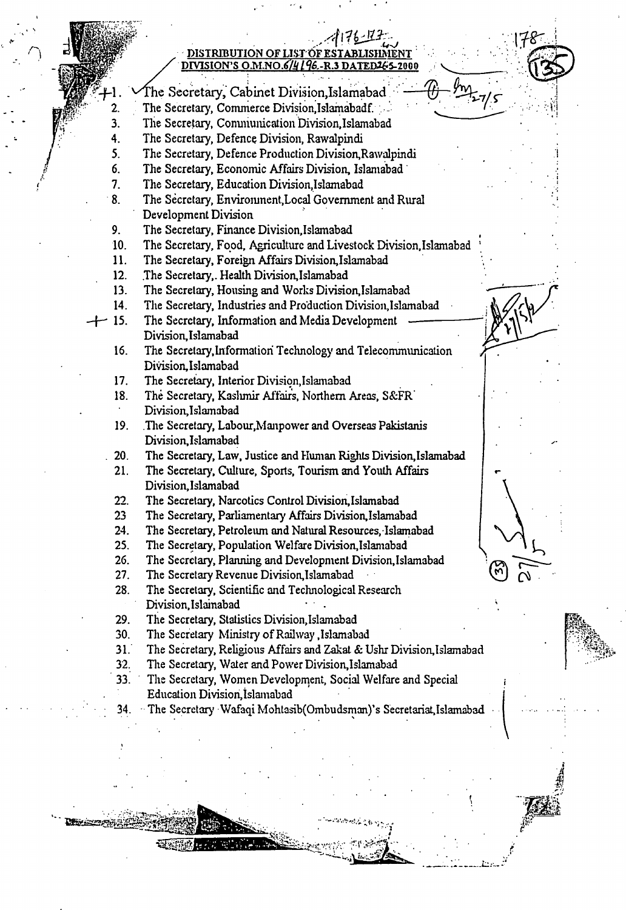## DISTRIBUTION OF LIST OF ESTABLISHMENT DIVISION'S O.M.NO.6/4/96.-R.3 DATED 26-5-2000

1. The Secretary, Cabinet Division, Islamabad
2. The Secretary, Commerce Division, Islamabad.
3. The Secretary, Communication Division, Islamabad
4. The Secretary, Defence Division, Rawalpindi
5. The Secretary, Defence Production Division, Rawalpindi
6. The Secretary, Economic Affairs Division, Islamabad
7. The Secretary, Education Division, Islamabad
8. The Secretary, Environment, Local Government and Rural Development Division
9. The Secretary, Finance Division, Islamabad
10. The Secretary, Food, Agriculture and Livestock Division, Islamabad
11. The Secretary, Foreign Affairs Division, Islamabad
12. The Secretary, Health Division, Islamabad
13. The Secretary, Housing and Works Division, Islamabad
14. The Secretary, Industries and Production Division, Islamabad
15. The Secretary, Information and Media Development Division, Islamabad
16. The Secretary, Information Technology and Telecommunication Division, Islamabad
17. The Secretary, Interior Division, Islamabad
18. The Secretary, Kashmir Affairs, Northern Areas, S&FR Division, Islamabad
19. The Secretary, Labour, Manpower and Overseas Pakistanis Division, Islamabad
20. The Secretary, Law, Justice and Human Rights Division, Islamabad
21. The Secretary, Culture, Sports, Tourism and Youth Affairs Division, Islamabad
22. The Secretary, Narcotics Control Division, Islamabad
23. The Secretary, Parliamentary Affairs Division, Islamabad
24. The Secretary, Petroleum and Natural Resources, Islamabad
25. The Secretary, Population Welfare Division, Islamabad
26. The Secretary, Planning and Development Division, Islamabad
27. The Secretary Revenue Division, Islamabad
28. The Secretary, Scientific and Technological Research Division, Islamabad
29. The Secretary, Statistics Division, Islamabad
30. The Secretary Ministry of Railway, Islamabad
31. The Secretary, Religious Affairs and Zakat & Ushr Division, Islamabad
32. The Secretary, Water and Power Division, Islamabad
33. The Secretary, Women Development, Social Welfare and Special Education Division, Islamabad
34. The Secretary Wafaqi Mohtasib(Ombudsman)'s Secretariat, Islamabad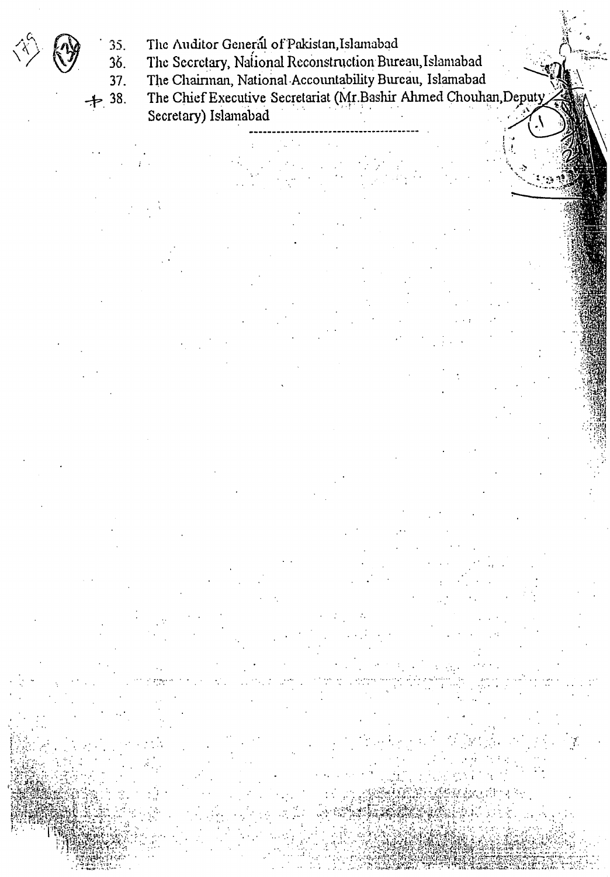35. The Auditor General of Pakistan, Islamabad
36. The Secretary, National Reconstruction Bureau, Islamabad
37. The Chairman, National Accountability Bureau, Islamabad
38. The Chief Executive Secretariat (Mr.Bashir Ahmed Chouhan, Deputy Secretary) Islamabad

---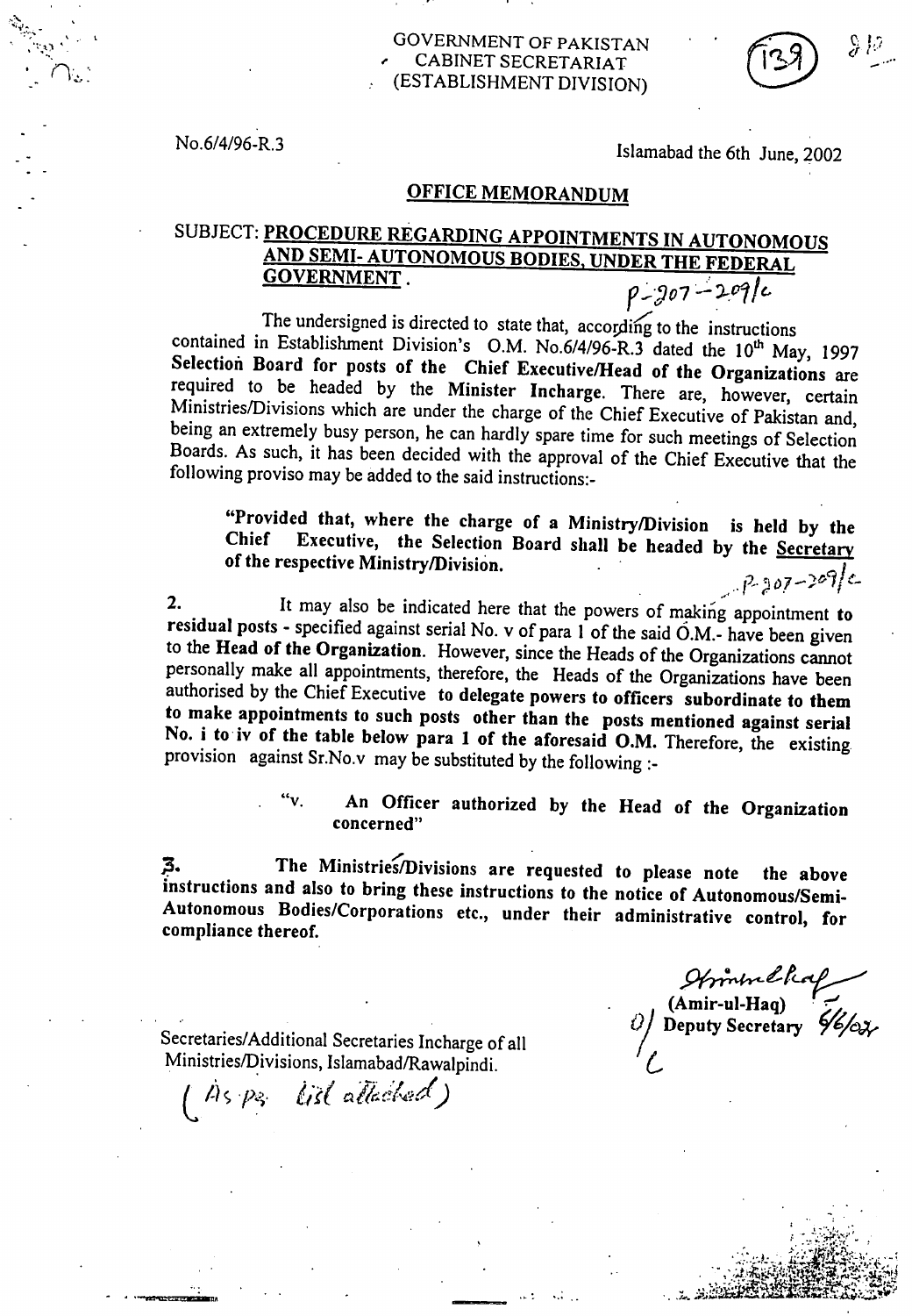GOVERNMENT OF PAKISTAN
CABINET SECRETARIAT
(ESTABLISHMENT DIVISION)

No.6/4/96-R.3

Islamabad the 6th June, 2002

## OFFICE MEMORANDUM

SUBJECT: **PROCEDURE REGARDING APPOINTMENTS IN AUTONOMOUS AND SEMI- AUTONOMOUS BODIES, UNDER THE FEDERAL GOVERNMENT.**

P-207-209/c

The undersigned is directed to state that, according to the instructions contained in Establishment Division's O.M. No.6/4/96-R.3 dated the 10th May, 1997 **Selection Board for posts of the Chief Executive/Head of the Organizations** are required to be headed by the **Minister Incharge**. There are, however, certain Ministries/Divisions which are under the charge of the Chief Executive of Pakistan and, being an extremely busy person, he can hardly spare time for such meetings of Selection Boards. As such, it has been decided with the approval of the Chief Executive that the following proviso may be added to the said instructions:-

> **"Provided that, where the charge of a Ministry/Division is held by the Chief Executive, the Selection Board shall be headed by the Secretary of the respective Ministry/Division.**

P-207-209/c

2. It may also be indicated here that the powers of making appointment **to** residual posts - specified against serial No. v of para 1 of the said O.M.- have been given to the **Head of the Organization**. However, since the Heads of the Organizations cannot personally make all appointments, therefore, the Heads of the Organizations have been authorised by the Chief Executive **to delegate powers to officers subordinate to them to make appointments to such posts other than the posts mentioned against serial No. i to iv of the table below para 1 of the aforesaid O.M.** Therefore, the existing provision against Sr.No.v may be substituted by the following :-

> "v. **An Officer authorized by the Head of the Organization concerned"**

3. **The Ministries/Divisions are requested to please note the above instructions and also to bring these instructions to the notice of Autonomous/Semi-Autonomous Bodies/Corporations etc., under their administrative control, for compliance thereof.**

**(Amir-ul-Haq)**
**Deputy Secretary** 6/6/02

Secretaries/Additional Secretaries Incharge of all Ministries/Divisions, Islamabad/Rawalpindi.

(As per list attached)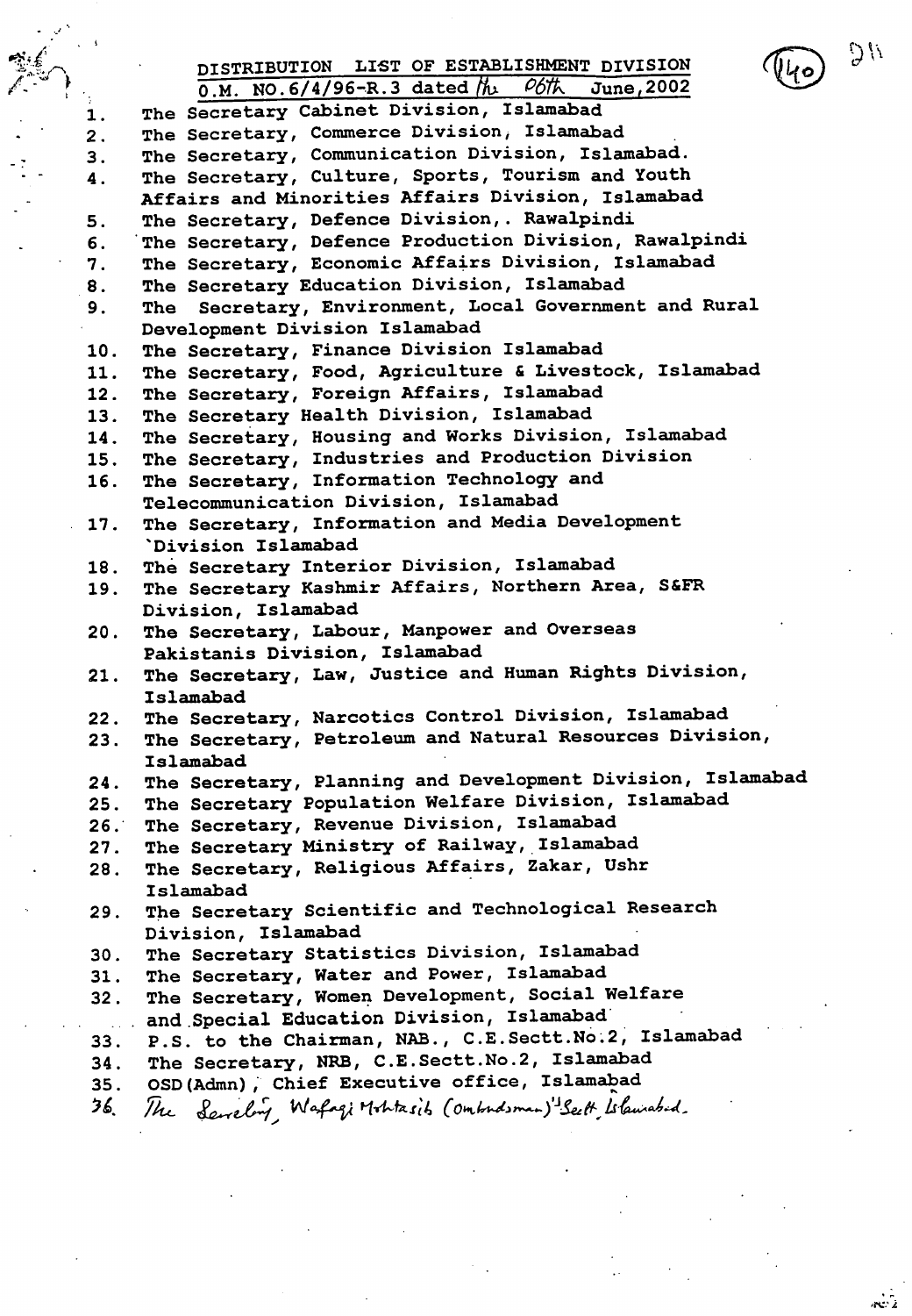# DISTRIBUTION LIST OF ESTABLISHMENT DIVISION

**O.M. NO.6/4/96-R.3 dated the 06th June,2002**

1. The Secretary Cabinet Division, Islamabad
2. The Secretary, Commerce Division, Islamabad
3. The Secretary, Communication Division, Islamabad.
4. The Secretary, Culture, Sports, Tourism and Youth Affairs and Minorities Affairs Division, Islamabad
5. The Secretary, Defence Division,. Rawalpindi
6. The Secretary, Defence Production Division, Rawalpindi
7. The Secretary, Economic Affairs Division, Islamabad
8. The Secretary Education Division, Islamabad
9. The Secretary, Environment, Local Government and Rural Development Division Islamabad
10. The Secretary, Finance Division Islamabad
11. The Secretary, Food, Agriculture & Livestock, Islamabad
12. The Secretary, Foreign Affairs, Islamabad
13. The Secretary Health Division, Islamabad
14. The Secretary, Housing and Works Division, Islamabad
15. The Secretary, Industries and Production Division
16. The Secretary, Information Technology and Telecommunication Division, Islamabad
17. The Secretary, Information and Media Development Division Islamabad
18. The Secretary Interior Division, Islamabad
19. The Secretary Kashmir Affairs, Northern Area, S&FR Division, Islamabad
20. The Secretary, Labour, Manpower and Overseas Pakistanis Division, Islamabad
21. The Secretary, Law, Justice and Human Rights Division, Islamabad
22. The Secretary, Narcotics Control Division, Islamabad
23. The Secretary, Petroleum and Natural Resources Division, Islamabad
24. The Secretary, Planning and Development Division, Islamabad
25. The Secretary Population Welfare Division, Islamabad
26. The Secretary, Revenue Division, Islamabad
27. The Secretary Ministry of Railway, Islamabad
28. The Secretary, Religious Affairs, Zakar, Ushr Islamabad
29. The Secretary Scientific and Technological Research Division, Islamabad
30. The Secretary Statistics Division, Islamabad
31. The Secretary, Water and Power, Islamabad
32. The Secretary, Women Development, Social Welfare and Special Education Division, Islamabad
33. P.S. to the Chairman, NAB., C.E.Sectt.No.2, Islamabad
34. The Secretary, NRB, C.E.Sectt.No.2, Islamabad
35. OSD(Admn), Chief Executive office, Islamabad
36. The Secretary, Wafaqi Mohtasib (Ombudsman)'s Sectt, Islamabad.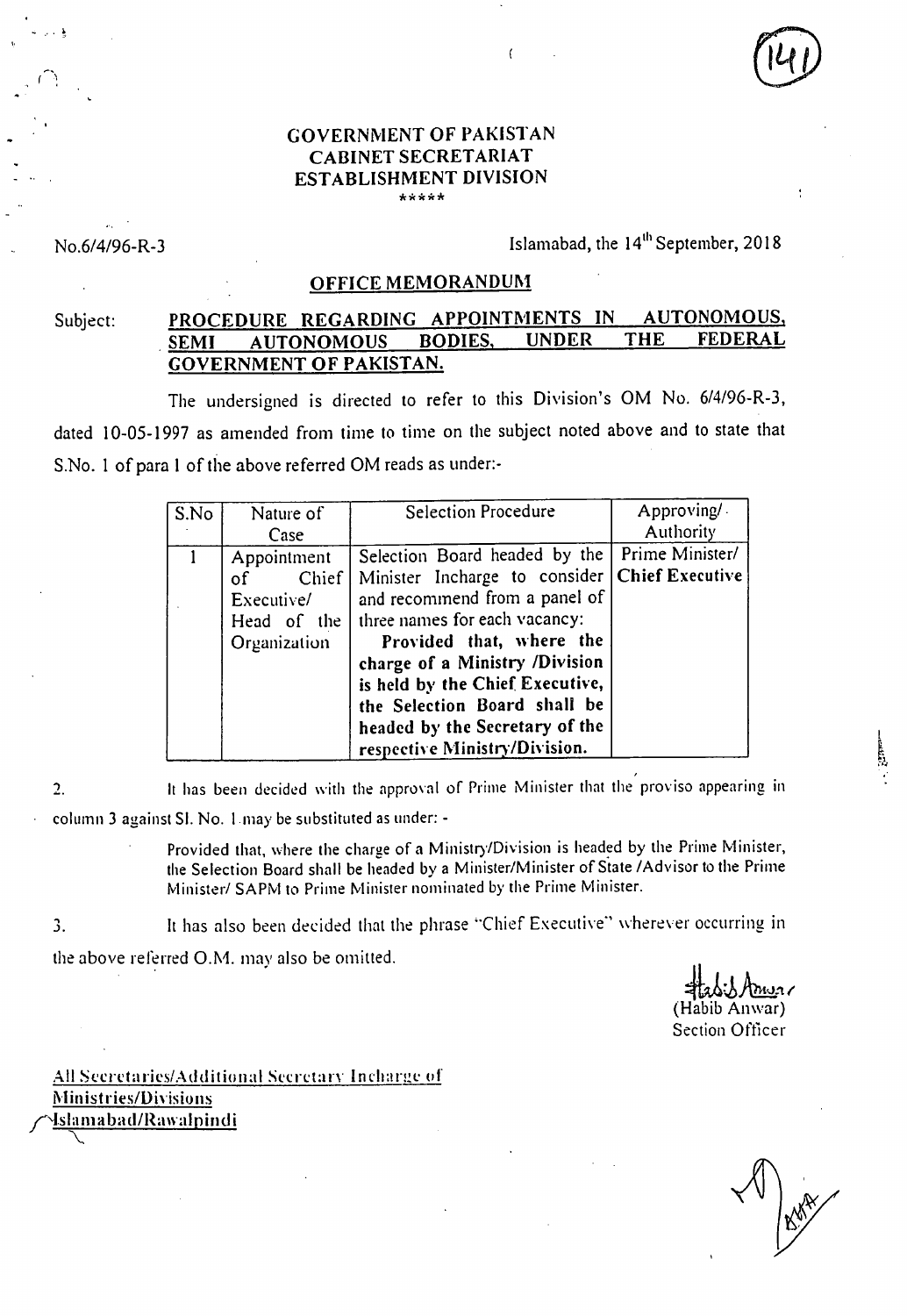# GOVERNMENT OF PAKISTAN
## CABINET SECRETARIAT
## ESTABLISHMENT DIVISION

\*\*\*\*\*

No.6/4/96-R-3

Islamabad, the 14th September, 2018

## OFFICE MEMORANDUM

Subject: **PROCEDURE REGARDING APPOINTMENTS IN AUTONOMOUS, SEMI AUTONOMOUS BODIES, UNDER THE FEDERAL GOVERNMENT OF PAKISTAN.**

The undersigned is directed to refer to this Division's OM No. 6/4/96-R-3, dated 10-05-1997 as amended from time to time on the subject noted above and to state that S.No. 1 of para 1 of the above referred OM reads as under:-

| S.No | Nature of Case | Selection Procedure | Approving/ Authority |
|---|---|---|---|
| 1 | Appointment of Chief Executive/ Head of the Organization | Selection Board headed by the Minister Incharge to consider and recommend from a panel of three names for each vacancy: **Provided that, where the charge of a Ministry /Division is held by the Chief Executive, the Selection Board shall be headed by the Secretary of the respective Ministry/Division.** | Prime Minister/ **Chief Executive** |

2. It has been decided with the approval of Prime Minister that the proviso appearing in column 3 against Sl. No. 1 may be substituted as under: -

> Provided that, where the charge of a Ministry/Division is headed by the Prime Minister, the Selection Board shall be headed by a Minister/Minister of State /Advisor to the Prime Minister/ SAPM to Prime Minister nominated by the Prime Minister.

3. It has also been decided that the phrase "Chief Executive" wherever occurring in the above referred O.M. may also be omitted.

(Habib Anwar)
Section Officer

All Secretaries/Additional Secretary Incharge of Ministries/Divisions Islamabad/Rawalpindi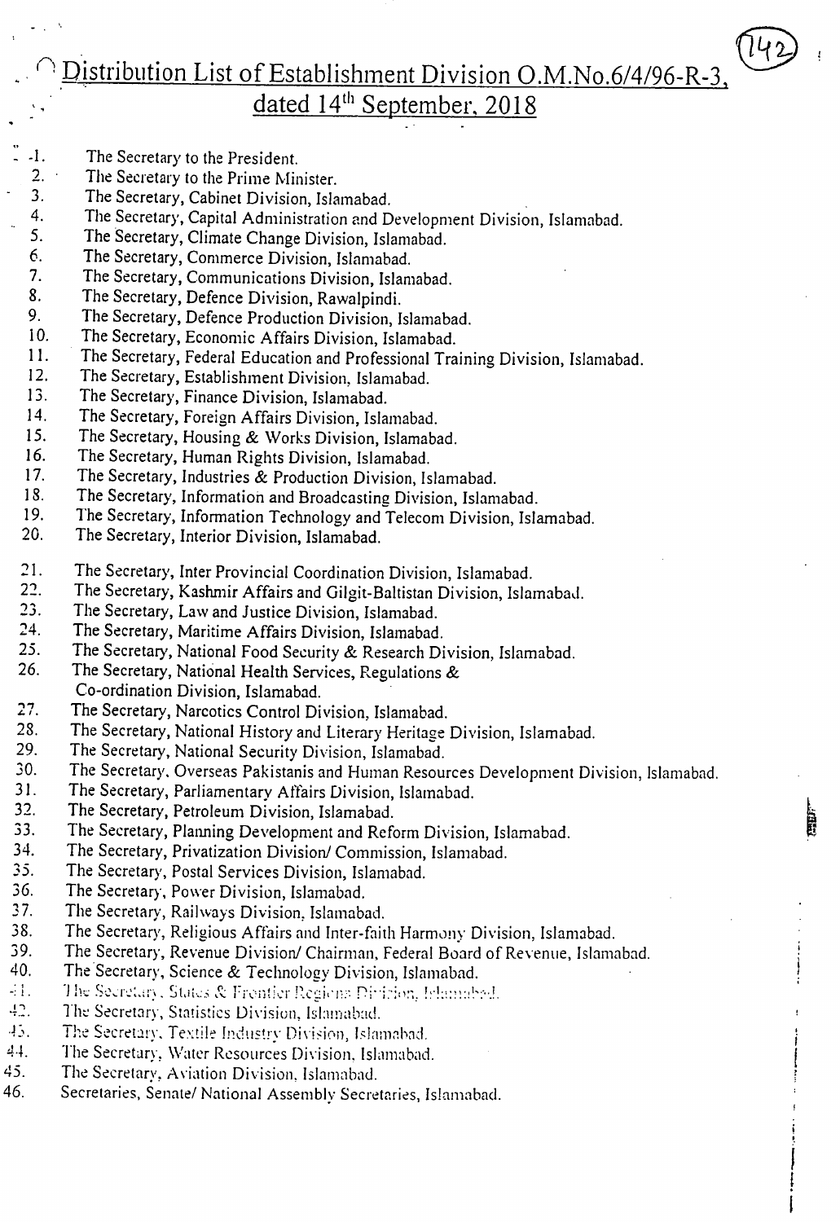# Distribution List of Establishment Division O.M.No.6/4/96-R-3, dated 14th September, 2018

1. The Secretary to the President.
2. The Secretary to the Prime Minister.
3. The Secretary, Cabinet Division, Islamabad.
4. The Secretary, Capital Administration and Development Division, Islamabad.
5. The Secretary, Climate Change Division, Islamabad.
6. The Secretary, Commerce Division, Islamabad.
7. The Secretary, Communications Division, Islamabad.
8. The Secretary, Defence Division, Rawalpindi.
9. The Secretary, Defence Production Division, Islamabad.
10. The Secretary, Economic Affairs Division, Islamabad.
11. The Secretary, Federal Education and Professional Training Division, Islamabad.
12. The Secretary, Establishment Division, Islamabad.
13. The Secretary, Finance Division, Islamabad.
14. The Secretary, Foreign Affairs Division, Islamabad.
15. The Secretary, Housing & Works Division, Islamabad.
16. The Secretary, Human Rights Division, Islamabad.
17. The Secretary, Industries & Production Division, Islamabad.
18. The Secretary, Information and Broadcasting Division, Islamabad.
19. The Secretary, Information Technology and Telecom Division, Islamabad.
20. The Secretary, Interior Division, Islamabad.
21. The Secretary, Inter Provincial Coordination Division, Islamabad.
22. The Secretary, Kashmir Affairs and Gilgit-Baltistan Division, Islamabad.
23. The Secretary, Law and Justice Division, Islamabad.
24. The Secretary, Maritime Affairs Division, Islamabad.
25. The Secretary, National Food Security & Research Division, Islamabad.
26. The Secretary, National Health Services, Regulations & Co-ordination Division, Islamabad.
27. The Secretary, Narcotics Control Division, Islamabad.
28. The Secretary, National History and Literary Heritage Division, Islamabad.
29. The Secretary, National Security Division, Islamabad.
30. The Secretary, Overseas Pakistanis and Human Resources Development Division, Islamabad.
31. The Secretary, Parliamentary Affairs Division, Islamabad.
32. The Secretary, Petroleum Division, Islamabad.
33. The Secretary, Planning Development and Reform Division, Islamabad.
34. The Secretary, Privatization Division/ Commission, Islamabad.
35. The Secretary, Postal Services Division, Islamabad.
36. The Secretary, Power Division, Islamabad.
37. The Secretary, Railways Division, Islamabad.
38. The Secretary, Religious Affairs and Inter-faith Harmony Division, Islamabad.
39. The Secretary, Revenue Division/ Chairman, Federal Board of Revenue, Islamabad.
40. The Secretary, Science & Technology Division, Islamabad.
41. The Secretary, States & Frontier Regions Division, Islamabad.
42. The Secretary, Statistics Division, Islamabad.
43. The Secretary, Textile Industry Division, Islamabad.
44. The Secretary, Water Resources Division, Islamabad.
45. The Secretary, Aviation Division, Islamabad.
46. Secretaries, Senate/ National Assembly Secretaries, Islamabad.